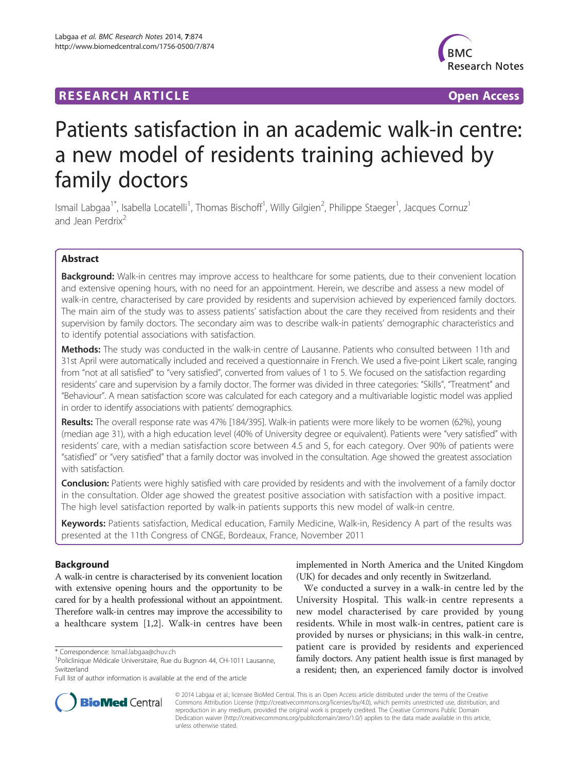**RESEARCH ARTICLE** **Open Access**

# Patients satisfaction in an academic walk-in centre: a new model of residents training achieved by family doctors

Ismail Labgaa[1*], Isabella Locatelli[1], Thomas Bischoff[1], Willy Gilgien[2], Philippe Staeger[1], Jacques Cornuz[1] and Jean Perdrix[2]

## Abstract

**Background:** Walk-in centres may improve access to healthcare for some patients, due to their convenient location and extensive opening hours, with no need for an appointment. Herein, we describe and assess a new model of walk-in centre, characterised by care provided by residents and supervision achieved by experienced family doctors. The main aim of the study was to assess patients' satisfaction about the care they received from residents and their supervision by family doctors. The secondary aim was to describe walk-in patients' demographic characteristics and to identify potential associations with satisfaction.

**Methods:** The study was conducted in the walk-in centre of Lausanne. Patients who consulted between 11th and 31st April were automatically included and received a questionnaire in French. We used a five-point Likert scale, ranging from "not at all satisfied" to "very satisfied", converted from values of 1 to 5. We focused on the satisfaction regarding residents' care and supervision by a family doctor. The former was divided in three categories: "Skills", "Treatment" and "Behaviour". A mean satisfaction score was calculated for each category and a multivariable logistic model was applied in order to identify associations with patients' demographics.

**Results:** The overall response rate was 47% [184/395]. Walk-in patients were more likely to be women (62%), young (median age 31), with a high education level (40% of University degree or equivalent). Patients were "very satisfied" with residents' care, with a median satisfaction score between 4.5 and 5, for each category. Over 90% of patients were "satisfied" or "very satisfied" that a family doctor was involved in the consultation. Age showed the greatest association with satisfaction.

**Conclusion:** Patients were highly satisfied with care provided by residents and with the involvement of a family doctor in the consultation. Older age showed the greatest positive association with satisfaction with a positive impact. The high level satisfaction reported by walk-in patients supports this new model of walk-in centre.

**Keywords:** Patients satisfaction, Medical education, Family Medicine, Walk-in, Residency A part of the results was presented at the 11th Congress of CNGE, Bordeaux, France, November 2011

## Background

A walk-in centre is characterised by its convenient location with extensive opening hours and the opportunity to be cared for by a health professional without an appointment. Therefore walk-in centres may improve the accessibility to a healthcare system [1,2]. Walk-in centres have been implemented in North America and the United Kingdom (UK) for decades and only recently in Switzerland.

We conducted a survey in a walk-in centre led by the University Hospital. This walk-in centre represents a new model characterised by care provided by young residents. While in most walk-in centres, patient care is provided by nurses or physicians; in this walk-in centre, patient care is provided by residents and experienced family doctors. Any patient health issue is first managed by a resident; then, an experienced family doctor is involved

\* Correspondence: Ismail.labgaa@chuv.ch
[1]Policlinique Médicale Universitaire, Rue du Bugnon 44, CH-1011 Lausanne, Switzerland
Full list of author information is available at the end of the article

© 2014 Labgaa et al.; licensee BioMed Central. This is an Open Access article distributed under the terms of the Creative Commons Attribution License (http://creativecommons.org/licenses/by/4.0), which permits unrestricted use, distribution, and reproduction in any medium, provided the original work is properly credited. The Creative Commons Public Domain Dedication waiver (http://creativecommons.org/publicdomain/zero/1.0/) applies to the data made available in this article, unless otherwise stated.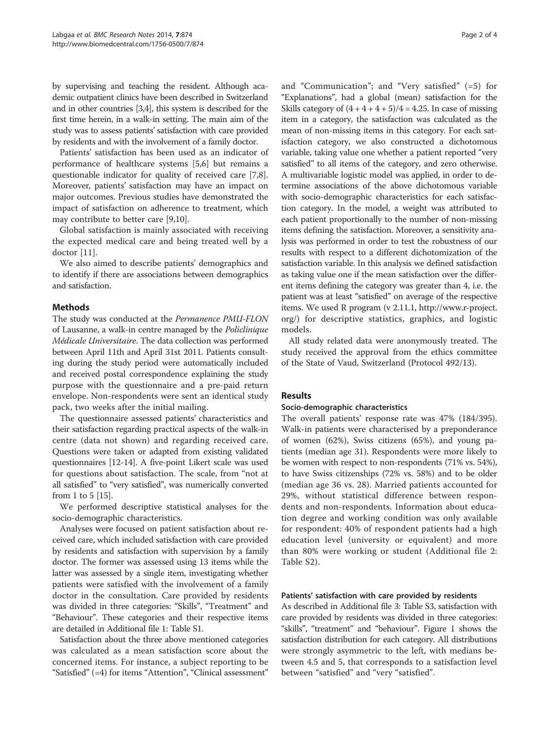by supervising and teaching the resident. Although academic outpatient clinics have been described in Switzerland and in other countries [3,4], this system is described for the first time herein, in a walk-in setting. The main aim of the study was to assess patients' satisfaction with care provided by residents and with the involvement of a family doctor.

Patients' satisfaction has been used as an indicator of performance of healthcare systems [5,6] but remains a questionable indicator for quality of received care [7,8]. Moreover, patients' satisfaction may have an impact on major outcomes. Previous studies have demonstrated the impact of satisfaction on adherence to treatment, which may contribute to better care [9,10].

Global satisfaction is mainly associated with receiving the expected medical care and being treated well by a doctor [11].

We also aimed to describe patients' demographics and to identify if there are associations between demographics and satisfaction.

## Methods

The study was conducted at the *Permanence PMU-FLON* of Lausanne, a walk-in centre managed by the *Policlinique Médicale Universitaire*. The data collection was performed between April 11th and April 31st 2011. Patients consulting during the study period were automatically included and received postal correspondence explaining the study purpose with the questionnaire and a pre-paid return envelope. Non-respondents were sent an identical study pack, two weeks after the initial mailing.

The questionnaire assessed patients' characteristics and their satisfaction regarding practical aspects of the walk-in centre (data not shown) and regarding received care. Questions were taken or adapted from existing validated questionnaires [12-14]. A five-point Likert scale was used for questions about satisfaction. The scale, from "not at all satisfied" to "very satisfied", was numerically converted from 1 to 5 [15].

We performed descriptive statistical analyses for the socio-demographic characteristics.

Analyses were focused on patient satisfaction about received care, which included satisfaction with care provided by residents and satisfaction with supervision by a family doctor. The former was assessed using 13 items while the latter was assessed by a single item, investigating whether patients were satisfied with the involvement of a family doctor in the consultation. Care provided by residents was divided in three categories: "Skills", "Treatment" and "Behaviour". These categories and their respective items are detailed in Additional file 1: Table S1.

Satisfaction about the three above mentioned categories was calculated as a mean satisfaction score about the concerned items. For instance, a subject reporting to be "Satisfied" (=4) for items "Attention", "Clinical assessment" and "Communication"; and "Very satisfied" (=5) for "Explanations", had a global (mean) satisfaction for the Skills category of $(4 + 4 + 4 + 5)/4 = 4.25$. In case of missing item in a category, the satisfaction was calculated as the mean of non-missing items in this category. For each satisfaction category, we also constructed a dichotomous variable, taking value one whether a patient reported "very satisfied" to all items of the category, and zero otherwise. A multivariable logistic model was applied, in order to determine associations of the above dichotomous variable with socio-demographic characteristics for each satisfaction category. In the model, a weight was attributed to each patient proportionally to the number of non-missing items defining the satisfaction. Moreover, a sensitivity analysis was performed in order to test the robustness of our results with respect to a different dichotomization of the satisfaction variable. In this analysis we defined satisfaction as taking value one if the mean satisfaction over the different items defining the category was greater than 4, i.e. the patient was at least "satisfied" on average of the respective items. We used R program (v 2.11.1, http://www.r-project.org/) for descriptive statistics, graphics, and logistic models.

All study related data were anonymously treated. The study received the approval from the ethics committee of the State of Vaud, Switzerland (Protocol 492/13).

## Results

### Socio-demographic characteristics

The overall patients' response rate was 47% (184/395). Walk-in patients were characterised by a preponderance of women (62%), Swiss citizens (65%), and young patients (median age 31). Respondents were more likely to be women with respect to non-respondents (71% vs. 54%), to have Swiss citizenships (72% vs. 58%) and to be older (median age 36 vs. 28). Married patients accounted for 29%, without statistical difference between respondents and non-respondents. Information about education degree and working condition was only available for respondent: 40% of respondent patients had a high education level (university or equivalent) and more than 80% were working or student (Additional file 2: Table S2).

### Patients' satisfaction with care provided by residents

As described in Additional file 3: Table S3, satisfaction with care provided by residents was divided in three categories: "skills", "treatment" and "behaviour". Figure 1 shows the satisfaction distribution for each category. All distributions were strongly asymmetric to the left, with medians between 4.5 and 5, that corresponds to a satisfaction level between "satisfied" and "very "satisfied".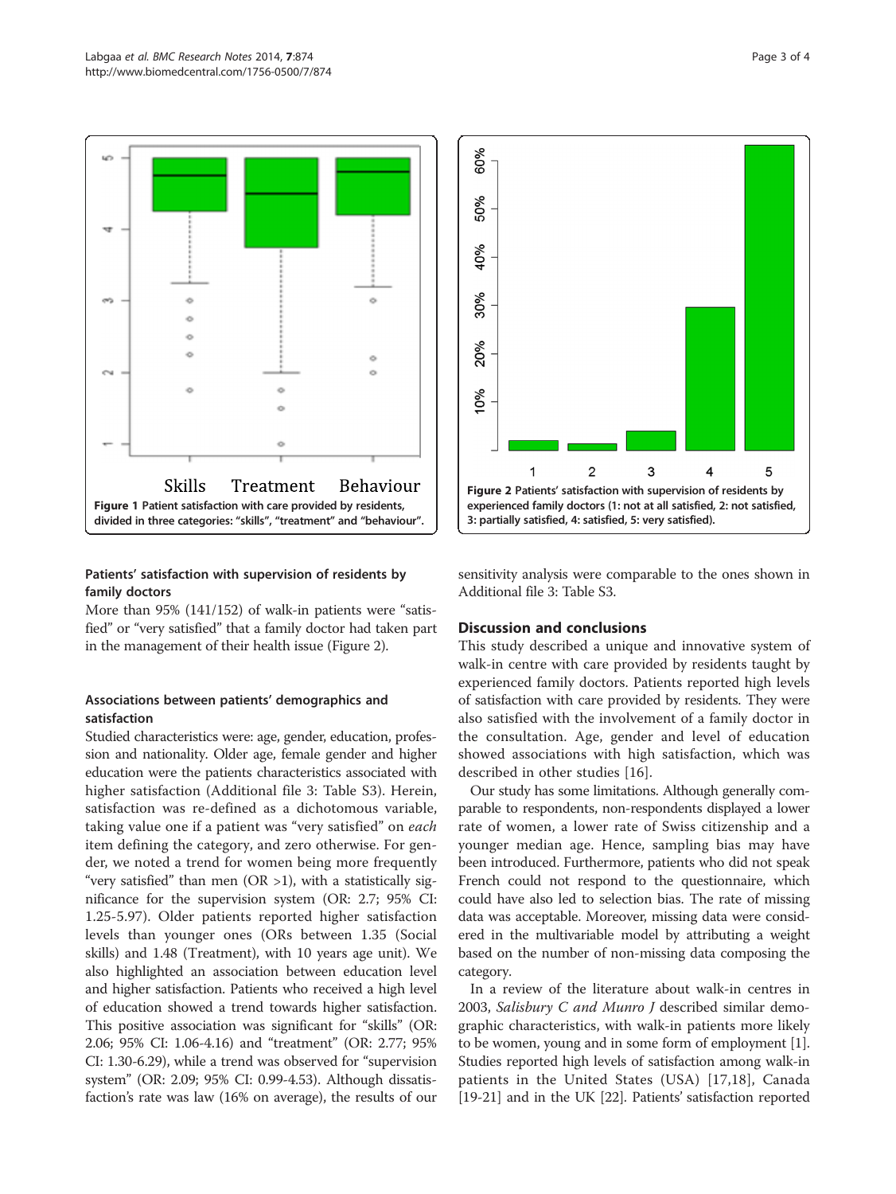Figure 1 Patient satisfaction with care provided by residents, divided in three categories: "skills", "treatment" and "behaviour".

Figure 2 Patients' satisfaction with supervision of residents by experienced family doctors (1: not at all satisfied, 2: not satisfied, 3: partially satisfied, 4: satisfied, 5: very satisfied).

### Patients' satisfaction with supervision of residents by family doctors

More than 95% (141/152) of walk-in patients were "satisfied" or "very satisfied" that a family doctor had taken part in the management of their health issue (Figure 2).

### Associations between patients' demographics and satisfaction

Studied characteristics were: age, gender, education, profession and nationality. Older age, female gender and higher education were the patients characteristics associated with higher satisfaction (Additional file 3: Table S3). Herein, satisfaction was re-defined as a dichotomous variable, taking value one if a patient was "very satisfied" on *each* item defining the category, and zero otherwise. For gender, we noted a trend for women being more frequently "very satisfied" than men (OR >1), with a statistically significance for the supervision system (OR: 2.7; 95% CI: 1.25-5.97). Older patients reported higher satisfaction levels than younger ones (ORs between 1.35 (Social skills) and 1.48 (Treatment), with 10 years age unit). We also highlighted an association between education level and higher satisfaction. Patients who received a high level of education showed a trend towards higher satisfaction. This positive association was significant for "skills" (OR: 2.06; 95% CI: 1.06-4.16) and "treatment" (OR: 2.77; 95% CI: 1.30-6.29), while a trend was observed for "supervision system" (OR: 2.09; 95% CI: 0.99-4.53). Although dissatisfaction's rate was law (16% on average), the results of our sensitivity analysis were comparable to the ones shown in Additional file 3: Table S3.

## Discussion and conclusions

This study described a unique and innovative system of walk-in centre with care provided by residents taught by experienced family doctors. Patients reported high levels of satisfaction with care provided by residents. They were also satisfied with the involvement of a family doctor in the consultation. Age, gender and level of education showed associations with high satisfaction, which was described in other studies [16].

Our study has some limitations. Although generally comparable to respondents, non-respondents displayed a lower rate of women, a lower rate of Swiss citizenship and a younger median age. Hence, sampling bias may have been introduced. Furthermore, patients who did not speak French could not respond to the questionnaire, which could have also led to selection bias. The rate of missing data was acceptable. Moreover, missing data were considered in the multivariable model by attributing a weight based on the number of non-missing data composing the category.

In a review of the literature about walk-in centres in 2003, *Salisbury C and Munro J* described similar demographic characteristics, with walk-in patients more likely to be women, young and in some form of employment [1]. Studies reported high levels of satisfaction among walk-in patients in the United States (USA) [17,18], Canada [19-21] and in the UK [22]. Patients' satisfaction reported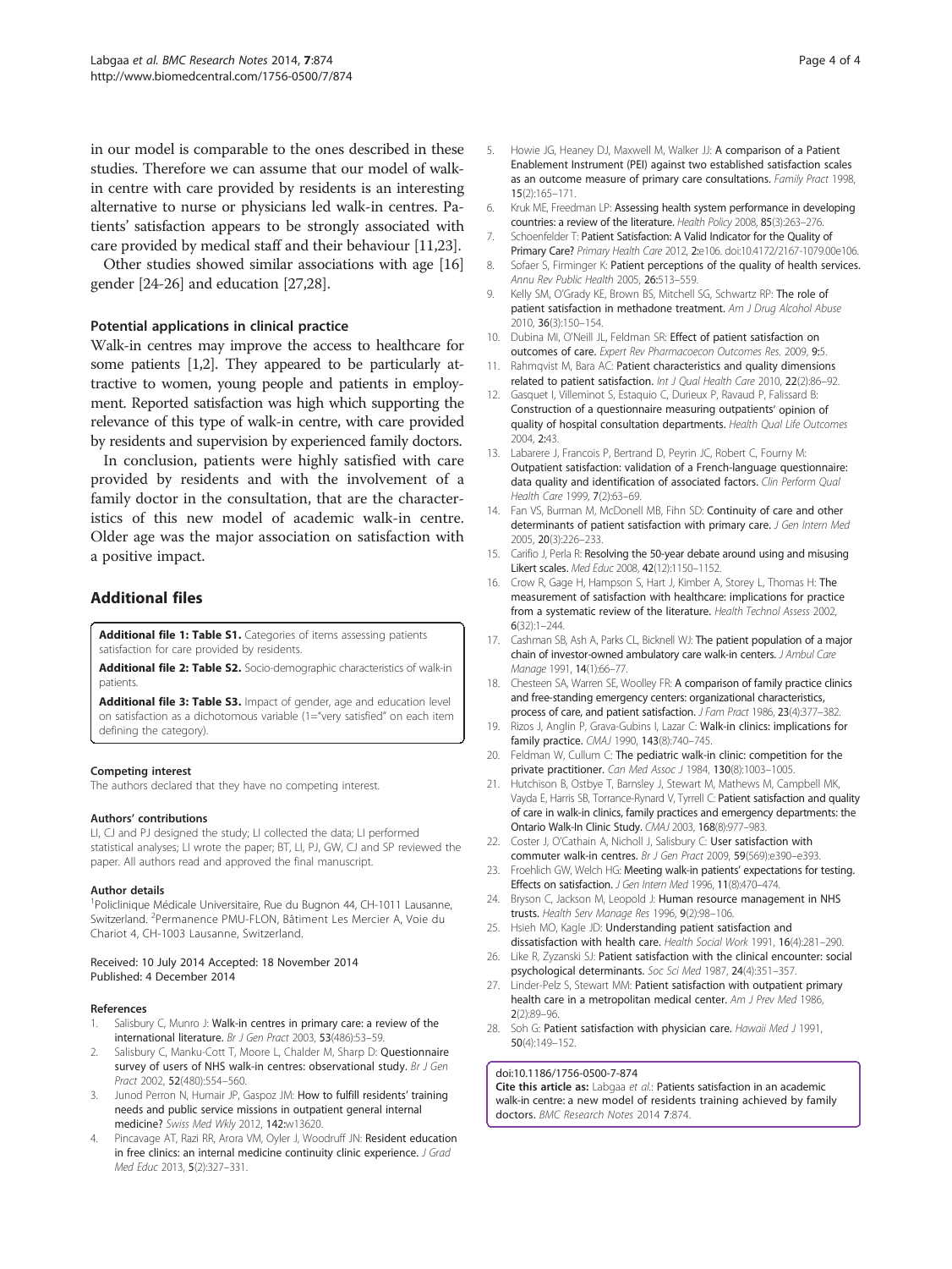in our model is comparable to the ones described in these studies. Therefore we can assume that our model of walk-in centre with care provided by residents is an interesting alternative to nurse or physicians led walk-in centres. Patients' satisfaction appears to be strongly associated with care provided by medical staff and their behaviour [11,23].

Other studies showed similar associations with age [16] gender [24-26] and education [27,28].

### Potential applications in clinical practice

Walk-in centres may improve the access to healthcare for some patients [1,2]. They appeared to be particularly attractive to women, young people and patients in employment. Reported satisfaction was high which supporting the relevance of this type of walk-in centre, with care provided by residents and supervision by experienced family doctors.

In conclusion, patients were highly satisfied with care provided by residents and with the involvement of a family doctor in the consultation, that are the characteristics of this new model of academic walk-in centre. Older age was the major association on satisfaction with a positive impact.

## Additional files

**Additional file 1: Table S1.** Categories of items assessing patients satisfaction for care provided by residents.

**Additional file 2: Table S2.** Socio-demographic characteristics of walk-in patients.

**Additional file 3: Table S3.** Impact of gender, age and education level on satisfaction as a dichotomous variable (1="very satisfied" on each item defining the category).

#### Competing interest

The authors declared that they have no competing interest.

#### Authors' contributions

LI, CJ and PJ designed the study; LI collected the data; LI performed statistical analyses; LI wrote the paper; BT, LI, PJ, GW, CJ and SP reviewed the paper. All authors read and approved the final manuscript.

#### Author details

[1]Policlinique Médicale Universitaire, Rue du Bugnon 44, CH-1011 Lausanne, Switzerland. [2]Permanence PMU-FLON, Bâtiment Les Mercier A, Voie du Chariot 4, CH-1003 Lausanne, Switzerland.

Received: 10 July 2014 Accepted: 18 November 2014
Published: 4 December 2014

#### References

1. Salisbury C, Munro J: **Walk-in centres in primary care: a review of the international literature.** *Br J Gen Pract* 2003, **53**(486):53–59.
2. Salisbury C, Manku-Cott T, Moore L, Chalder M, Sharp D: **Questionnaire survey of users of NHS walk-in centres: observational study.** *Br J Gen Pract* 2002, **52**(480):554–560.
3. Junod Perron N, Humair JP, Gaspoz JM: **How to fulfill residents' training needs and public service missions in outpatient general internal medicine?** *Swiss Med Wkly* 2012, **142**:w13620.
4. Pincavage AT, Razi RR, Arora VM, Oyler J, Woodruff JN: **Resident education in free clinics: an internal medicine continuity clinic experience.** *J Grad Med Educ* 2013, **5**(2):327–331.
5. Howie JG, Heaney DJ, Maxwell M, Walker JJ: **A comparison of a Patient Enablement Instrument (PEI) against two established satisfaction scales as an outcome measure of primary care consultations.** *Family Pract* 1998, **15**(2):165–171.
6. Kruk ME, Freedman LP: **Assessing health system performance in developing countries: a review of the literature.** *Health Policy* 2008, **85**(3):263–276.
7. Schoenfelder T: **Patient Satisfaction: A Valid Indicator for the Quality of Primary Care?** *Primary Health Care* 2012, **2**:e106. doi:10.4172/2167-1079.00e106.
8. Sofaer S, Firminger K: **Patient perceptions of the quality of health services.** *Annu Rev Public Health* 2005, **26**:513–559.
9. Kelly SM, O'Grady KE, Brown BS, Mitchell SG, Schwartz RP: **The role of patient satisfaction in methadone treatment.** *Am J Drug Alcohol Abuse* 2010, **36**(3):150–154.
10. Dubina MI, O'Neill JL, Feldman SR: **Effect of patient satisfaction on outcomes of care.** *Expert Rev Pharmacoecon Outcomes Res.* 2009, **9**:5.
11. Rahmqvist M, Bara AC: **Patient characteristics and quality dimensions related to patient satisfaction.** *Int J Qual Health Care* 2010, **22**(2):86–92.
12. Gasquet I, Villeminot S, Estaquio C, Durieux P, Ravaud P, Falissard B: **Construction of a questionnaire measuring outpatients' opinion of quality of hospital consultation departments.** *Health Qual Life Outcomes* 2004, **2**:43.
13. Labarere J, Francois P, Bertrand D, Peyrin JC, Robert C, Fourny M: **Outpatient satisfaction: validation of a French-language questionnaire: data quality and identification of associated factors.** *Clin Perform Qual Health Care* 1999, **7**(2):63–69.
14. Fan VS, Burman M, McDonell MB, Fihn SD: **Continuity of care and other determinants of patient satisfaction with primary care.** *J Gen Intern Med* 2005, **20**(3):226–233.
15. Carifio J, Perla R: **Resolving the 50-year debate around using and misusing Likert scales.** *Med Educ* 2008, **42**(12):1150–1152.
16. Crow R, Gage H, Hampson S, Hart J, Kimber A, Storey L, Thomas H: **The measurement of satisfaction with healthcare: implications for practice from a systematic review of the literature.** *Health Technol Assess* 2002, **6**(32):1–244.
17. Cashman SB, Ash A, Parks CL, Bicknell WJ: **The patient population of a major chain of investor-owned ambulatory care walk-in centers.** *J Ambul Care Manage* 1991, **14**(1):66–77.
18. Chesteen SA, Warren SE, Woolley FR: **A comparison of family practice clinics and free-standing emergency centers: organizational characteristics, process of care, and patient satisfaction.** *J Fam Pract* 1986, **23**(4):377–382.
19. Rizos J, Anglin P, Grava-Gubins I, Lazar C: **Walk-in clinics: implications for family practice.** *CMAJ* 1990, **143**(8):740–745.
20. Feldman W, Cullum C: **The pediatric walk-in clinic: competition for the private practitioner.** *Can Med Assoc J* 1984, **130**(8):1003–1005.
21. Hutchison B, Ostbye T, Barnsley J, Stewart M, Mathews M, Campbell MK, Vayda E, Harris SB, Torrance-Rynard V, Tyrrell C: **Patient satisfaction and quality of care in walk-in clinics, family practices and emergency departments: the Ontario Walk-In Clinic Study.** *CMAJ* 2003, **168**(8):977–983.
22. Coster J, O'Cathain A, Nicholl J, Salisbury C: **User satisfaction with commuter walk-in centres.** *Br J Gen Pract* 2009, **59**(569):e390–e393.
23. Froehlich GW, Welch HG: **Meeting walk-in patients' expectations for testing. Effects on satisfaction.** *J Gen Intern Med* 1996, **11**(8):470–474.
24. Bryson C, Jackson M, Leopold J: **Human resource management in NHS trusts.** *Health Serv Manage Res* 1996, **9**(2):98–106.
25. Hsieh MO, Kagle JD: **Understanding patient satisfaction and dissatisfaction with health care.** *Health Social Work* 1991, **16**(4):281–290.
26. Like R, Zyzanski SJ: **Patient satisfaction with the clinical encounter: social psychological determinants.** *Soc Sci Med* 1987, **24**(4):351–357.
27. Linder-Pelz S, Stewart MM: **Patient satisfaction with outpatient primary health care in a metropolitan medical center.** *Am J Prev Med* 1986, **2**(2):89–96.
28. Soh G: **Patient satisfaction with physician care.** *Hawaii Med J* 1991, **50**(4):149–152.

doi:10.1186/1756-0500-7-874
**Cite this article as:** Labgaa *et al.*: Patients satisfaction in an academic walk-in centre: a new model of residents training achieved by family doctors. *BMC Research Notes* 2014 **7**:874.